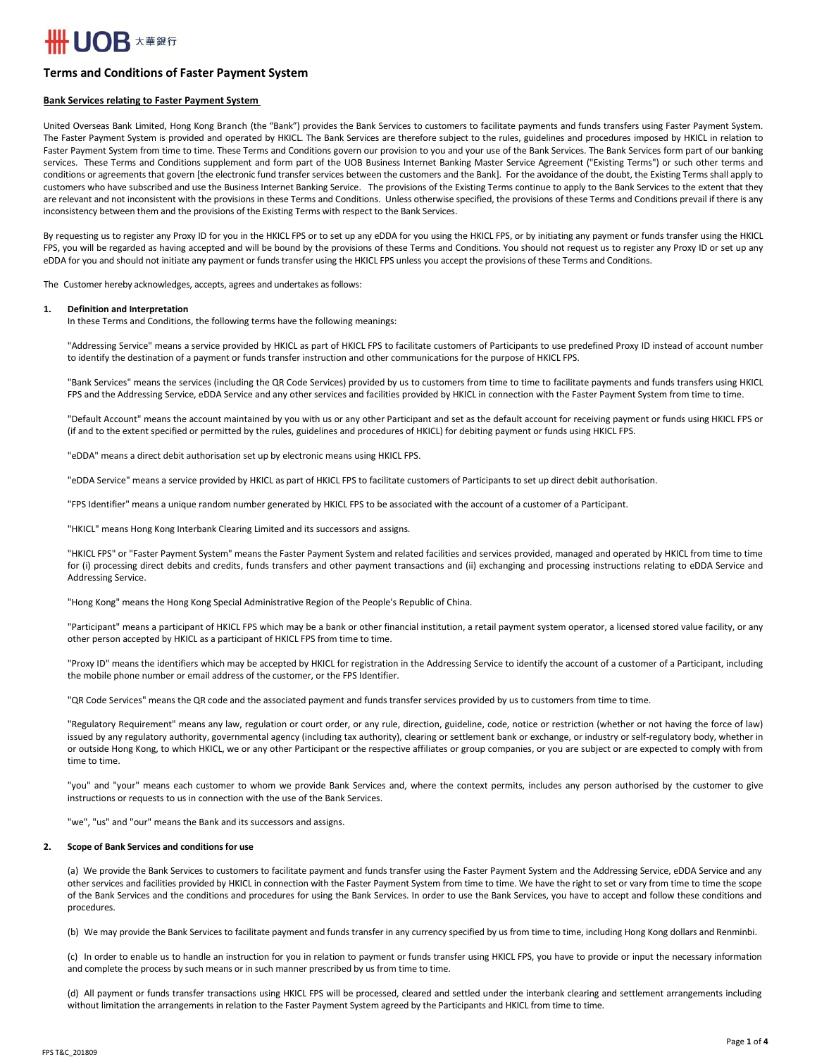# Terms and Conditions of Faster Payment System

**Bank Services relating to Faster Payment System**

United Overseas Bank Limited, Hong Kong Branch (the "Bank") provides the Bank Services to customers to facilitate payments and funds transfers using Faster Payment System. The Faster Payment System is provided and operated by HKICL. The Bank Services are therefore subject to the rules, guidelines and procedures imposed by HKICL in relation to Faster Payment System from time to time. These Terms and Conditions govern our provision to you and your use of the Bank Services. The Bank Services form part of our banking services. These Terms and Conditions supplement and form part of the UOB Business Internet Banking Master Service Agreement ("Existing Terms") or such other terms and conditions or agreements that govern [the electronic fund transfer services between the customers and the Bank]. For the avoidance of the doubt, the Existing Terms shall apply to customers who have subscribed and use the Business Internet Banking Service. The provisions of the Existing Terms continue to apply to the Bank Services to the extent that they are relevant and not inconsistent with the provisions in these Terms and Conditions. Unless otherwise specified, the provisions of these Terms and Conditions prevail if there is any inconsistency between them and the provisions of the Existing Terms with respect to the Bank Services.

By requesting us to register any Proxy ID for you in the HKICL FPS or to set up any eDDA for you using the HKICL FPS, or by initiating any payment or funds transfer using the HKICL FPS, you will be regarded as having accepted and will be bound by the provisions of these Terms and Conditions. You should not request us to register any Proxy ID or set up any eDDA for you and should not initiate any payment or funds transfer using the HKICL FPS unless you accept the provisions of these Terms and Conditions.

The Customer hereby acknowledges, accepts, agrees and undertakes as follows:

**1. Definition and Interpretation**

In these Terms and Conditions, the following terms have the following meanings:

"Addressing Service" means a service provided by HKICL as part of HKICL FPS to facilitate customers of Participants to use predefined Proxy ID instead of account number to identify the destination of a payment or funds transfer instruction and other communications for the purpose of HKICL FPS.

"Bank Services" means the services (including the QR Code Services) provided by us to customers from time to time to facilitate payments and funds transfers using HKICL FPS and the Addressing Service, eDDA Service and any other services and facilities provided by HKICL in connection with the Faster Payment System from time to time.

"Default Account" means the account maintained by you with us or any other Participant and set as the default account for receiving payment or funds using HKICL FPS or (if and to the extent specified or permitted by the rules, guidelines and procedures of HKICL) for debiting payment or funds using HKICL FPS.

"eDDA" means a direct debit authorisation set up by electronic means using HKICL FPS.

"eDDA Service" means a service provided by HKICL as part of HKICL FPS to facilitate customers of Participants to set up direct debit authorisation.

"FPS Identifier" means a unique random number generated by HKICL FPS to be associated with the account of a customer of a Participant.

"HKICL" means Hong Kong Interbank Clearing Limited and its successors and assigns.

"HKICL FPS" or "Faster Payment System" means the Faster Payment System and related facilities and services provided, managed and operated by HKICL from time to time for (i) processing direct debits and credits, funds transfers and other payment transactions and (ii) exchanging and processing instructions relating to eDDA Service and Addressing Service.

"Hong Kong" means the Hong Kong Special Administrative Region of the People's Republic of China.

"Participant" means a participant of HKICL FPS which may be a bank or other financial institution, a retail payment system operator, a licensed stored value facility, or any other person accepted by HKICL as a participant of HKICL FPS from time to time.

"Proxy ID" means the identifiers which may be accepted by HKICL for registration in the Addressing Service to identify the account of a customer of a Participant, including the mobile phone number or email address of the customer, or the FPS Identifier.

"QR Code Services" means the QR code and the associated payment and funds transfer services provided by us to customers from time to time.

"Regulatory Requirement" means any law, regulation or court order, or any rule, direction, guideline, code, notice or restriction (whether or not having the force of law) issued by any regulatory authority, governmental agency (including tax authority), clearing or settlement bank or exchange, or industry or self-regulatory body, whether in or outside Hong Kong, to which HKICL, we or any other Participant or the respective affiliates or group companies, or you are subject or are expected to comply with from time to time.

"you" and "your" means each customer to whom we provide Bank Services and, where the context permits, includes any person authorised by the customer to give instructions or requests to us in connection with the use of the Bank Services.

"we", "us" and "our" means the Bank and its successors and assigns.

**2. Scope of Bank Services and conditions for use**

(a) We provide the Bank Services to customers to facilitate payment and funds transfer using the Faster Payment System and the Addressing Service, eDDA Service and any other services and facilities provided by HKICL in connection with the Faster Payment System from time to time. We have the right to set or vary from time to time the scope of the Bank Services and the conditions and procedures for using the Bank Services. In order to use the Bank Services, you have to accept and follow these conditions and procedures.

(b) We may provide the Bank Services to facilitate payment and funds transfer in any currency specified by us from time to time, including Hong Kong dollars and Renminbi.

(c) In order to enable us to handle an instruction for you in relation to payment or funds transfer using HKICL FPS, you have to provide or input the necessary information and complete the process by such means or in such manner prescribed by us from time to time.

(d) All payment or funds transfer transactions using HKICL FPS will be processed, cleared and settled under the interbank clearing and settlement arrangements including without limitation the arrangements in relation to the Faster Payment System agreed by the Participants and HKICL from time to time.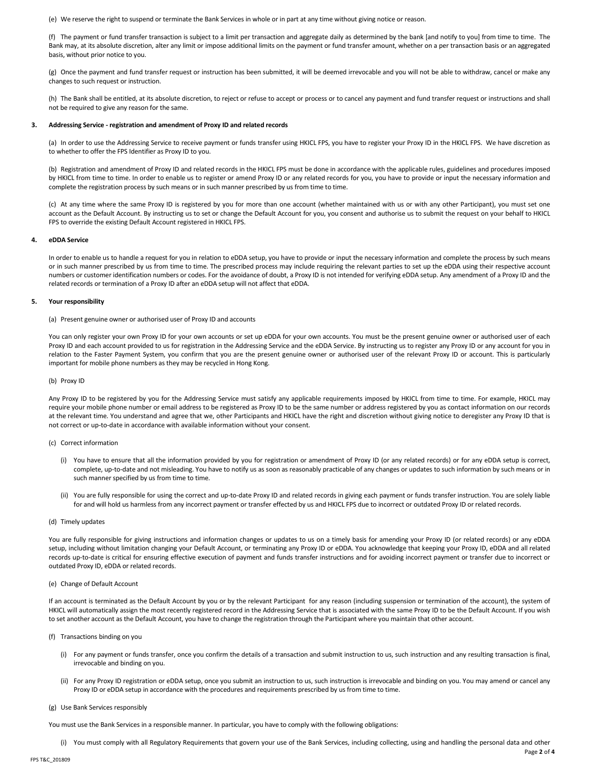(e) We reserve the right to suspend or terminate the Bank Services in whole or in part at any time without giving notice or reason.

(f) The payment or fund transfer transaction is subject to a limit per transaction and aggregate daily as determined by the bank [and notify to you] from time to time. The Bank may, at its absolute discretion, alter any limit or impose additional limits on the payment or fund transfer amount, whether on a per transaction basis or an aggregated basis, without prior notice to you.

(g) Once the payment and fund transfer request or instruction has been submitted, it will be deemed irrevocable and you will not be able to withdraw, cancel or make any changes to such request or instruction.

(h) The Bank shall be entitled, at its absolute discretion, to reject or refuse to accept or process or to cancel any payment and fund transfer request or instructions and shall not be required to give any reason for the same.

**3. Addressing Service - registration and amendment of Proxy ID and related records**

(a) In order to use the Addressing Service to receive payment or funds transfer using HKICL FPS, you have to register your Proxy ID in the HKICL FPS. We have discretion as to whether to offer the FPS Identifier as Proxy ID to you.

(b) Registration and amendment of Proxy ID and related records in the HKICL FPS must be done in accordance with the applicable rules, guidelines and procedures imposed by HKICL from time to time. In order to enable us to register or amend Proxy ID or any related records for you, you have to provide or input the necessary information and complete the registration process by such means or in such manner prescribed by us from time to time.

(c) At any time where the same Proxy ID is registered by you for more than one account (whether maintained with us or with any other Participant), you must set one account as the Default Account. By instructing us to set or change the Default Account for you, you consent and authorise us to submit the request on your behalf to HKICL FPS to override the existing Default Account registered in HKICL FPS.

**4. eDDA Service**

In order to enable us to handle a request for you in relation to eDDA setup, you have to provide or input the necessary information and complete the process by such means or in such manner prescribed by us from time to time. The prescribed process may include requiring the relevant parties to set up the eDDA using their respective account numbers or customer identification numbers or codes. For the avoidance of doubt, a Proxy ID is not intended for verifying eDDA setup. Any amendment of a Proxy ID and the related records or termination of a Proxy ID after an eDDA setup will not affect that eDDA.

**5. Your responsibility**

(a) Present genuine owner or authorised user of Proxy ID and accounts

You can only register your own Proxy ID for your own accounts or set up eDDA for your own accounts. You must be the present genuine owner or authorised user of each Proxy ID and each account provided to us for registration in the Addressing Service and the eDDA Service. By instructing us to register any Proxy ID or any account for you in relation to the Faster Payment System, you confirm that you are the present genuine owner or authorised user of the relevant Proxy ID or account. This is particularly important for mobile phone numbers as they may be recycled in Hong Kong.

(b) Proxy ID

Any Proxy ID to be registered by you for the Addressing Service must satisfy any applicable requirements imposed by HKICL from time to time. For example, HKICL may require your mobile phone number or email address to be registered as Proxy ID to be the same number or address registered by you as contact information on our records at the relevant time. You understand and agree that we, other Participants and HKICL have the right and discretion without giving notice to deregister any Proxy ID that is not correct or up-to-date in accordance with available information without your consent.

(c) Correct information

(i) You have to ensure that all the information provided by you for registration or amendment of Proxy ID (or any related records) or for any eDDA setup is correct, complete, up-to-date and not misleading. You have to notify us as soon as reasonably practicable of any changes or updates to such information by such means or in such manner specified by us from time to time.

(ii) You are fully responsible for using the correct and up-to-date Proxy ID and related records in giving each payment or funds transfer instruction. You are solely liable for and will hold us harmless from any incorrect payment or transfer effected by us and HKICL FPS due to incorrect or outdated Proxy ID or related records.

(d) Timely updates

You are fully responsible for giving instructions and information changes or updates to us on a timely basis for amending your Proxy ID (or related records) or any eDDA setup, including without limitation changing your Default Account, or terminating any Proxy ID or eDDA. You acknowledge that keeping your Proxy ID, eDDA and all related records up-to-date is critical for ensuring effective execution of payment and funds transfer instructions and for avoiding incorrect payment or transfer due to incorrect or outdated Proxy ID, eDDA or related records.

(e) Change of Default Account

If an account is terminated as the Default Account by you or by the relevant Participant for any reason (including suspension or termination of the account), the system of HKICL will automatically assign the most recently registered record in the Addressing Service that is associated with the same Proxy ID to be the Default Account. If you wish to set another account as the Default Account, you have to change the registration through the Participant where you maintain that other account.

(f) Transactions binding on you

(i) For any payment or funds transfer, once you confirm the details of a transaction and submit instruction to us, such instruction and any resulting transaction is final, irrevocable and binding on you.

(ii) For any Proxy ID registration or eDDA setup, once you submit an instruction to us, such instruction is irrevocable and binding on you. You may amend or cancel any Proxy ID or eDDA setup in accordance with the procedures and requirements prescribed by us from time to time.

(g) Use Bank Services responsibly

You must use the Bank Services in a responsible manner. In particular, you have to comply with the following obligations:

(i) You must comply with all Regulatory Requirements that govern your use of the Bank Services, including collecting, using and handling the personal data and other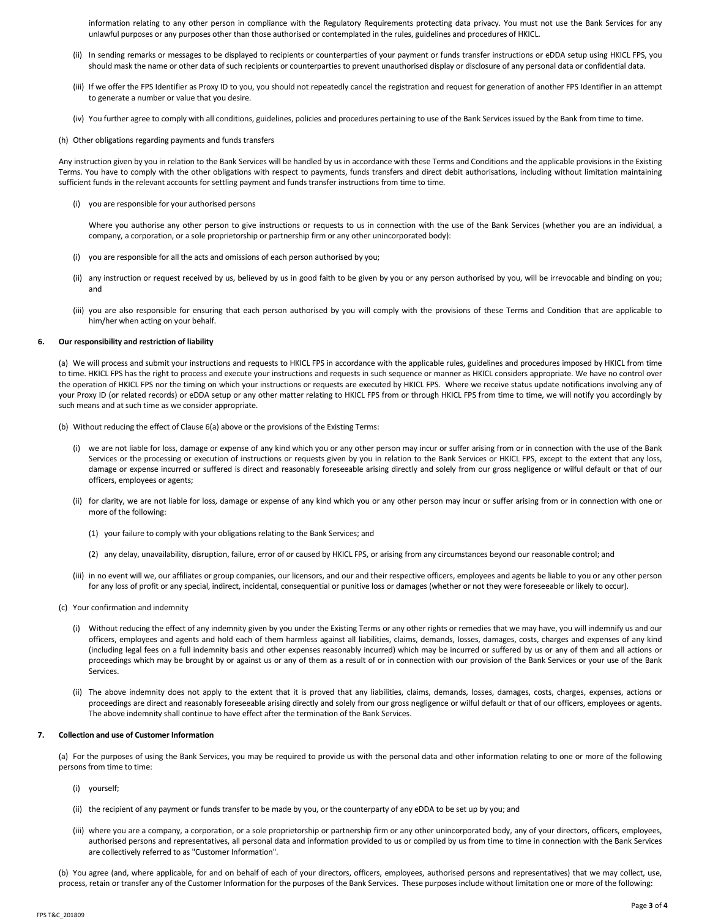information relating to any other person in compliance with the Regulatory Requirements protecting data privacy. You must not use the Bank Services for any unlawful purposes or any purposes other than those authorised or contemplated in the rules, guidelines and procedures of HKICL.

(ii) In sending remarks or messages to be displayed to recipients or counterparties of your payment or funds transfer instructions or eDDA setup using HKICL FPS, you should mask the name or other data of such recipients or counterparties to prevent unauthorised display or disclosure of any personal data or confidential data.

(iii) If we offer the FPS Identifier as Proxy ID to you, you should not repeatedly cancel the registration and request for generation of another FPS Identifier in an attempt to generate a number or value that you desire.

(iv) You further agree to comply with all conditions, guidelines, policies and procedures pertaining to use of the Bank Services issued by the Bank from time to time.

(h) Other obligations regarding payments and funds transfers

Any instruction given by you in relation to the Bank Services will be handled by us in accordance with these Terms and Conditions and the applicable provisions in the Existing Terms. You have to comply with the other obligations with respect to payments, funds transfers and direct debit authorisations, including without limitation maintaining sufficient funds in the relevant accounts for settling payment and funds transfer instructions from time to time.

(i) you are responsible for your authorised persons

Where you authorise any other person to give instructions or requests to us in connection with the use of the Bank Services (whether you are an individual, a company, a corporation, or a sole proprietorship or partnership firm or any other unincorporated body):

(i) you are responsible for all the acts and omissions of each person authorised by you;

(ii) any instruction or request received by us, believed by us in good faith to be given by you or any person authorised by you, will be irrevocable and binding on you; and

(iii) you are also responsible for ensuring that each person authorised by you will comply with the provisions of these Terms and Condition that are applicable to him/her when acting on your behalf.

**6. Our responsibility and restriction of liability**

(a) We will process and submit your instructions and requests to HKICL FPS in accordance with the applicable rules, guidelines and procedures imposed by HKICL from time to time. HKICL FPS has the right to process and execute your instructions and requests in such sequence or manner as HKICL considers appropriate. We have no control over the operation of HKICL FPS nor the timing on which your instructions or requests are executed by HKICL FPS. Where we receive status update notifications involving any of your Proxy ID (or related records) or eDDA setup or any other matter relating to HKICL FPS from or through HKICL FPS from time to time, we will notify you accordingly by such means and at such time as we consider appropriate.

(b) Without reducing the effect of Clause 6(a) above or the provisions of the Existing Terms:

(i) we are not liable for loss, damage or expense of any kind which you or any other person may incur or suffer arising from or in connection with the use of the Bank Services or the processing or execution of instructions or requests given by you in relation to the Bank Services or HKICL FPS, except to the extent that any loss, damage or expense incurred or suffered is direct and reasonably foreseeable arising directly and solely from our gross negligence or wilful default or that of our officers, employees or agents;

(ii) for clarity, we are not liable for loss, damage or expense of any kind which you or any other person may incur or suffer arising from or in connection with one or more of the following:

(1) your failure to comply with your obligations relating to the Bank Services; and

(2) any delay, unavailability, disruption, failure, error of or caused by HKICL FPS, or arising from any circumstances beyond our reasonable control; and

(iii) in no event will we, our affiliates or group companies, our licensors, and our and their respective officers, employees and agents be liable to you or any other person for any loss of profit or any special, indirect, incidental, consequential or punitive loss or damages (whether or not they were foreseeable or likely to occur).

(c) Your confirmation and indemnity

(i) Without reducing the effect of any indemnity given by you under the Existing Terms or any other rights or remedies that we may have, you will indemnify us and our officers, employees and agents and hold each of them harmless against all liabilities, claims, demands, losses, damages, costs, charges and expenses of any kind (including legal fees on a full indemnity basis and other expenses reasonably incurred) which may be incurred or suffered by us or any of them and all actions or proceedings which may be brought by or against us or any of them as a result of or in connection with our provision of the Bank Services or your use of the Bank Services.

(ii) The above indemnity does not apply to the extent that it is proved that any liabilities, claims, demands, losses, damages, costs, charges, expenses, actions or proceedings are direct and reasonably foreseeable arising directly and solely from our gross negligence or wilful default or that of our officers, employees or agents. The above indemnity shall continue to have effect after the termination of the Bank Services.

**7. Collection and use of Customer Information**

(a) For the purposes of using the Bank Services, you may be required to provide us with the personal data and other information relating to one or more of the following persons from time to time:

(i) yourself;

(ii) the recipient of any payment or funds transfer to be made by you, or the counterparty of any eDDA to be set up by you; and

(iii) where you are a company, a corporation, or a sole proprietorship or partnership firm or any other unincorporated body, any of your directors, officers, employees, authorised persons and representatives, all personal data and information provided to us or compiled by us from time to time in connection with the Bank Services are collectively referred to as "Customer Information".

(b) You agree (and, where applicable, for and on behalf of each of your directors, officers, employees, authorised persons and representatives) that we may collect, use, process, retain or transfer any of the Customer Information for the purposes of the Bank Services. These purposes include without limitation one or more of the following:

FPS T&C_201809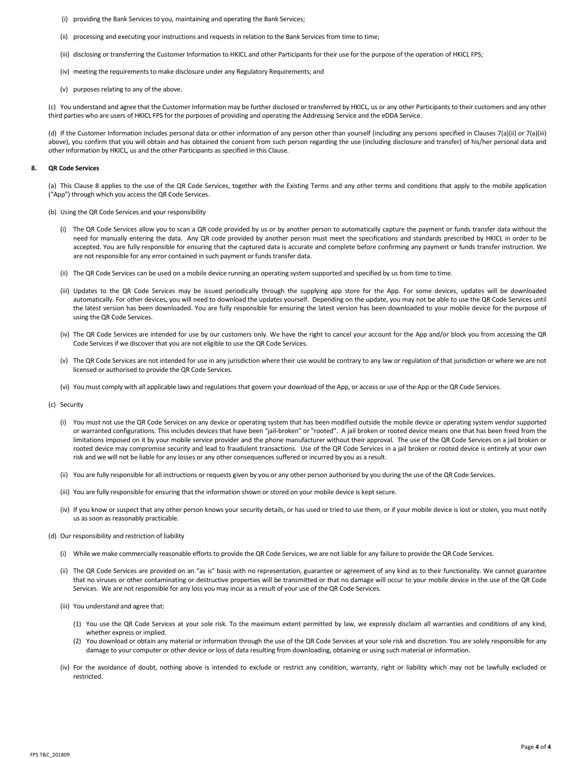(i) providing the Bank Services to you, maintaining and operating the Bank Services;

(ii) processing and executing your instructions and requests in relation to the Bank Services from time to time;

(iii) disclosing or transferring the Customer Information to HKICL and other Participants for their use for the purpose of the operation of HKICL FPS;

(iv) meeting the requirements to make disclosure under any Regulatory Requirements; and

(v) purposes relating to any of the above.

(c) You understand and agree that the Customer Information may be further disclosed or transferred by HKICL, us or any other Participants to their customers and any other third parties who are users of HKICL FPS for the purposes of providing and operating the Addressing Service and the eDDA Service.

(d) If the Customer Information includes personal data or other information of any person other than yourself (including any persons specified in Clauses 7(a)(ii) or 7(a)(iii) above), you confirm that you will obtain and has obtained the consent from such person regarding the use (including disclosure and transfer) of his/her personal data and other information by HKICL, us and the other Participants as specified in this Clause.

**8. QR Code Services**

(a) This Clause 8 applies to the use of the QR Code Services, together with the Existing Terms and any other terms and conditions that apply to the mobile application ("App") through which you access the QR Code Services.

(b) Using the QR Code Services and your responsibility

(i) The QR Code Services allow you to scan a QR code provided by us or by another person to automatically capture the payment or funds transfer data without the need for manually entering the data. Any QR code provided by another person must meet the specifications and standards prescribed by HKICL in order to be accepted. You are fully responsible for ensuring that the captured data is accurate and complete before confirming any payment or funds transfer instruction. We are not responsible for any error contained in such payment or funds transfer data.

(ii) The QR Code Services can be used on a mobile device running an operating system supported and specified by us from time to time.

(iii) Updates to the QR Code Services may be issued periodically through the supplying app store for the App. For some devices, updates will be downloaded automatically. For other devices, you will need to download the updates yourself. Depending on the update, you may not be able to use the QR Code Services until the latest version has been downloaded. You are fully responsible for ensuring the latest version has been downloaded to your mobile device for the purpose of using the QR Code Services.

(iv) The QR Code Services are intended for use by our customers only. We have the right to cancel your account for the App and/or block you from accessing the QR Code Services if we discover that you are not eligible to use the QR Code Services.

(v) The QR Code Services are not intended for use in any jurisdiction where their use would be contrary to any law or regulation of that jurisdiction or where we are not licensed or authorised to provide the QR Code Services.

(vi) You must comply with all applicable laws and regulations that govern your download of the App, or access or use of the App or the QR Code Services.

(c) Security

(i) You must not use the QR Code Services on any device or operating system that has been modified outside the mobile device or operating system vendor supported or warranted configurations. This includes devices that have been "jail-broken" or "rooted". A jail broken or rooted device means one that has been freed from the limitations imposed on it by your mobile service provider and the phone manufacturer without their approval. The use of the QR Code Services on a jail broken or rooted device may compromise security and lead to fraudulent transactions. Use of the QR Code Services in a jail broken or rooted device is entirely at your own risk and we will not be liable for any losses or any other consequences suffered or incurred by you as a result.

(ii) You are fully responsible for all instructions or requests given by you or any other person authorised by you during the use of the QR Code Services.

(iii) You are fully responsible for ensuring that the information shown or stored on your mobile device is kept secure.

(iv) If you know or suspect that any other person knows your security details, or has used or tried to use them, or if your mobile device is lost or stolen, you must notify us as soon as reasonably practicable.

(d) Our responsibility and restriction of liability

(i) While we make commercially reasonable efforts to provide the QR Code Services, we are not liable for any failure to provide the QR Code Services.

(ii) The QR Code Services are provided on an "as is" basis with no representation, guarantee or agreement of any kind as to their functionality. We cannot guarantee that no viruses or other contaminating or destructive properties will be transmitted or that no damage will occur to your mobile device in the use of the QR Code Services. We are not responsible for any loss you may incur as a result of your use of the QR Code Services.

(iii) You understand and agree that:

(1) You use the QR Code Services at your sole risk. To the maximum extent permitted by law, we expressly disclaim all warranties and conditions of any kind, whether express or implied.

(2) You download or obtain any material or information through the use of the QR Code Services at your sole risk and discretion. You are solely responsible for any damage to your computer or other device or loss of data resulting from downloading, obtaining or using such material or information.

(iv) For the avoidance of doubt, nothing above is intended to exclude or restrict any condition, warranty, right or liability which may not be lawfully excluded or restricted.